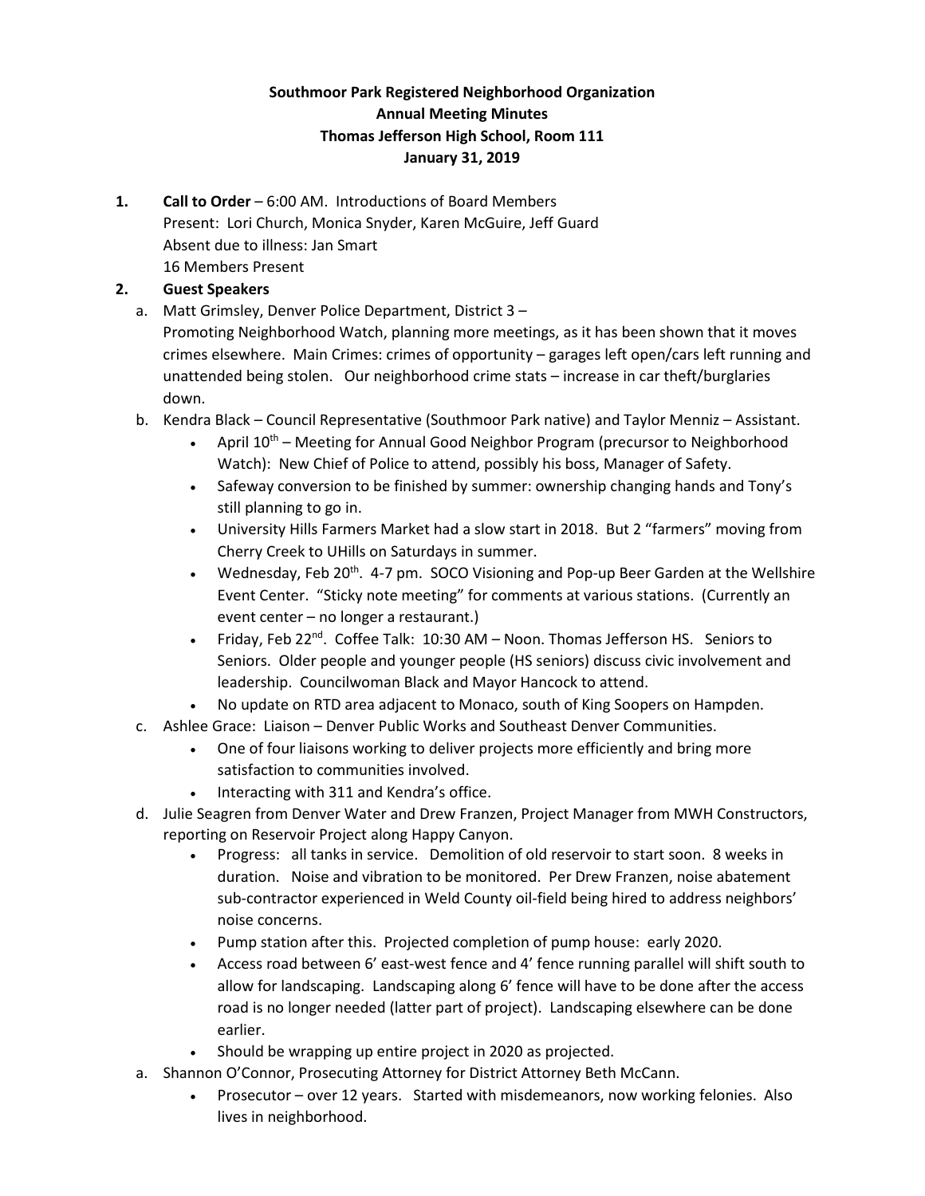**Southmoor Park Registered Neighborhood Organization**
**Annual Meeting Minutes**
**Thomas Jefferson High School, Room 111**
**January 31, 2019**

1. **Call to Order** – 6:00 AM. Introductions of Board Members
   Present: Lori Church, Monica Snyder, Karen McGuire, Jeff Guard
   Absent due to illness: Jan Smart
   16 Members Present
2. **Guest Speakers**
   a. Matt Grimsley, Denver Police Department, District 3 –
   Promoting Neighborhood Watch, planning more meetings, as it has been shown that it moves crimes elsewhere. Main Crimes: crimes of opportunity – garages left open/cars left running and unattended being stolen. Our neighborhood crime stats – increase in car theft/burglaries down.
   b. Kendra Black – Council Representative (Southmoor Park native) and Taylor Menniz – Assistant.
      - April 10th – Meeting for Annual Good Neighbor Program (precursor to Neighborhood Watch): New Chief of Police to attend, possibly his boss, Manager of Safety.
      - Safeway conversion to be finished by summer: ownership changing hands and Tony's still planning to go in.
      - University Hills Farmers Market had a slow start in 2018. But 2 "farmers" moving from Cherry Creek to UHills on Saturdays in summer.
      - Wednesday, Feb 20th. 4-7 pm. SOCO Visioning and Pop-up Beer Garden at the Wellshire Event Center. "Sticky note meeting" for comments at various stations. (Currently an event center – no longer a restaurant.)
      - Friday, Feb 22nd. Coffee Talk: 10:30 AM – Noon. Thomas Jefferson HS. Seniors to Seniors. Older people and younger people (HS seniors) discuss civic involvement and leadership. Councilwoman Black and Mayor Hancock to attend.
      - No update on RTD area adjacent to Monaco, south of King Soopers on Hampden.
   c. Ashlee Grace: Liaison – Denver Public Works and Southeast Denver Communities.
      - One of four liaisons working to deliver projects more efficiently and bring more satisfaction to communities involved.
      - Interacting with 311 and Kendra's office.
   d. Julie Seagren from Denver Water and Drew Franzen, Project Manager from MWH Constructors, reporting on Reservoir Project along Happy Canyon.
      - Progress: all tanks in service. Demolition of old reservoir to start soon. 8 weeks in duration. Noise and vibration to be monitored. Per Drew Franzen, noise abatement sub-contractor experienced in Weld County oil-field being hired to address neighbors' noise concerns.
      - Pump station after this. Projected completion of pump house: early 2020.
      - Access road between 6' east-west fence and 4' fence running parallel will shift south to allow for landscaping. Landscaping along 6' fence will have to be done after the access road is no longer needed (latter part of project). Landscaping elsewhere can be done earlier.
      - Should be wrapping up entire project in 2020 as projected.
   a. Shannon O'Connor, Prosecuting Attorney for District Attorney Beth McCann.
      - Prosecutor – over 12 years. Started with misdemeanors, now working felonies. Also lives in neighborhood.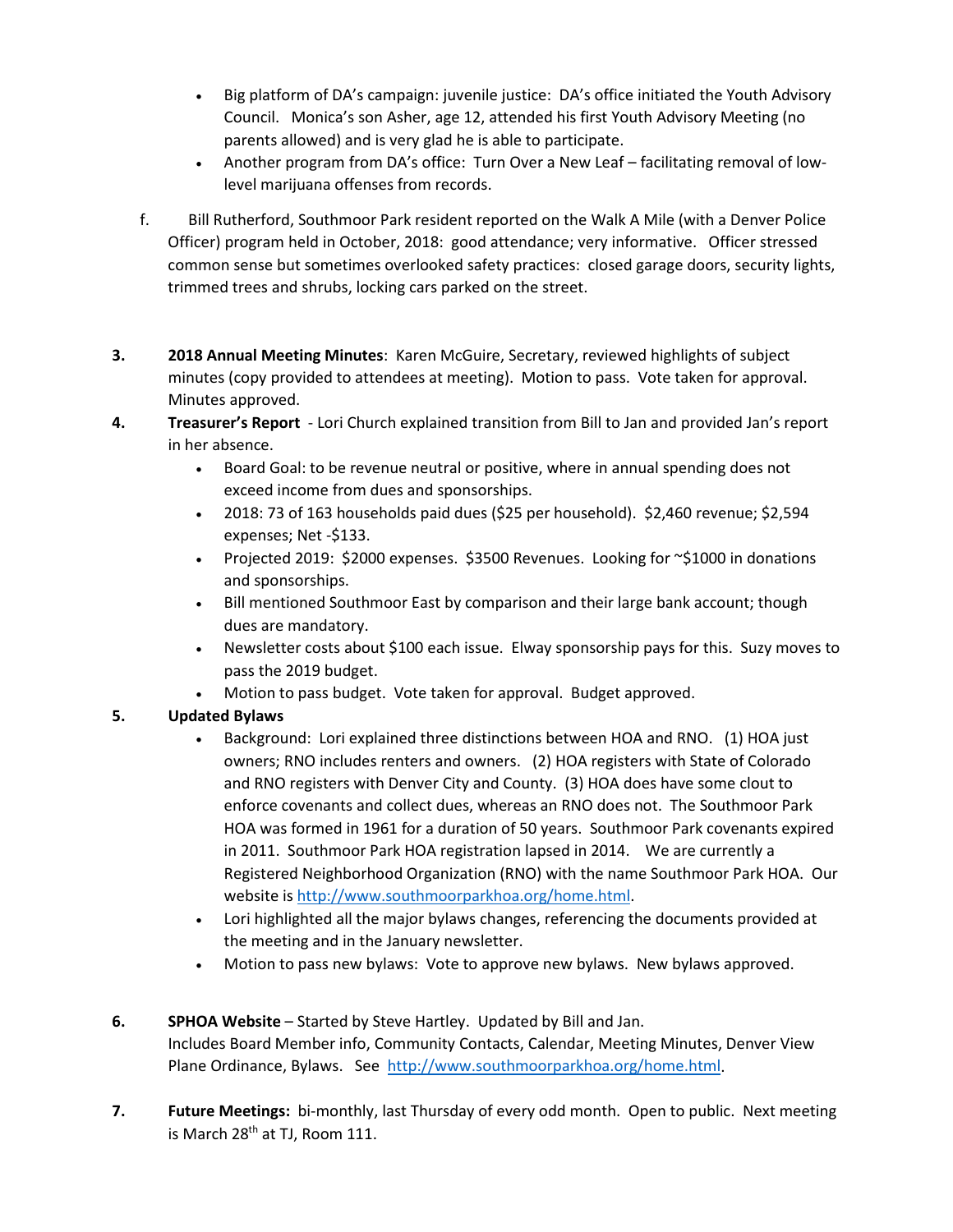- Big platform of DA's campaign: juvenile justice: DA's office initiated the Youth Advisory Council. Monica's son Asher, age 12, attended his first Youth Advisory Meeting (no parents allowed) and is very glad he is able to participate.
- Another program from DA's office: Turn Over a New Leaf – facilitating removal of low-level marijuana offenses from records.

f. Bill Rutherford, Southmoor Park resident reported on the Walk A Mile (with a Denver Police Officer) program held in October, 2018: good attendance; very informative. Officer stressed common sense but sometimes overlooked safety practices: closed garage doors, security lights, trimmed trees and shrubs, locking cars parked on the street.

3. **2018 Annual Meeting Minutes**: Karen McGuire, Secretary, reviewed highlights of subject minutes (copy provided to attendees at meeting). Motion to pass. Vote taken for approval. Minutes approved.

4. **Treasurer's Report** - Lori Church explained transition from Bill to Jan and provided Jan's report in her absence.
   - Board Goal: to be revenue neutral or positive, where in annual spending does not exceed income from dues and sponsorships.
   - 2018: 73 of 163 households paid dues ($25 per household). $2,460 revenue; $2,594 expenses; Net -$133.
   - Projected 2019: $2000 expenses. $3500 Revenues. Looking for ~$1000 in donations and sponsorships.
   - Bill mentioned Southmoor East by comparison and their large bank account; though dues are mandatory.
   - Newsletter costs about $100 each issue. Elway sponsorship pays for this. Suzy moves to pass the 2019 budget.
   - Motion to pass budget. Vote taken for approval. Budget approved.

5. **Updated Bylaws**
   - Background: Lori explained three distinctions between HOA and RNO. (1) HOA just owners; RNO includes renters and owners. (2) HOA registers with State of Colorado and RNO registers with Denver City and County. (3) HOA does have some clout to enforce covenants and collect dues, whereas an RNO does not. The Southmoor Park HOA was formed in 1961 for a duration of 50 years. Southmoor Park covenants expired in 2011. Southmoor Park HOA registration lapsed in 2014. We are currently a Registered Neighborhood Organization (RNO) with the name Southmoor Park HOA. Our website is http://www.southmoorparkhoa.org/home.html.
   - Lori highlighted all the major bylaws changes, referencing the documents provided at the meeting and in the January newsletter.
   - Motion to pass new bylaws: Vote to approve new bylaws. New bylaws approved.

6. **SPHOA Website** – Started by Steve Hartley. Updated by Bill and Jan.
   Includes Board Member info, Community Contacts, Calendar, Meeting Minutes, Denver View Plane Ordinance, Bylaws. See http://www.southmoorparkhoa.org/home.html.

7. **Future Meetings:** bi-monthly, last Thursday of every odd month. Open to public. Next meeting is March 28th at TJ, Room 111.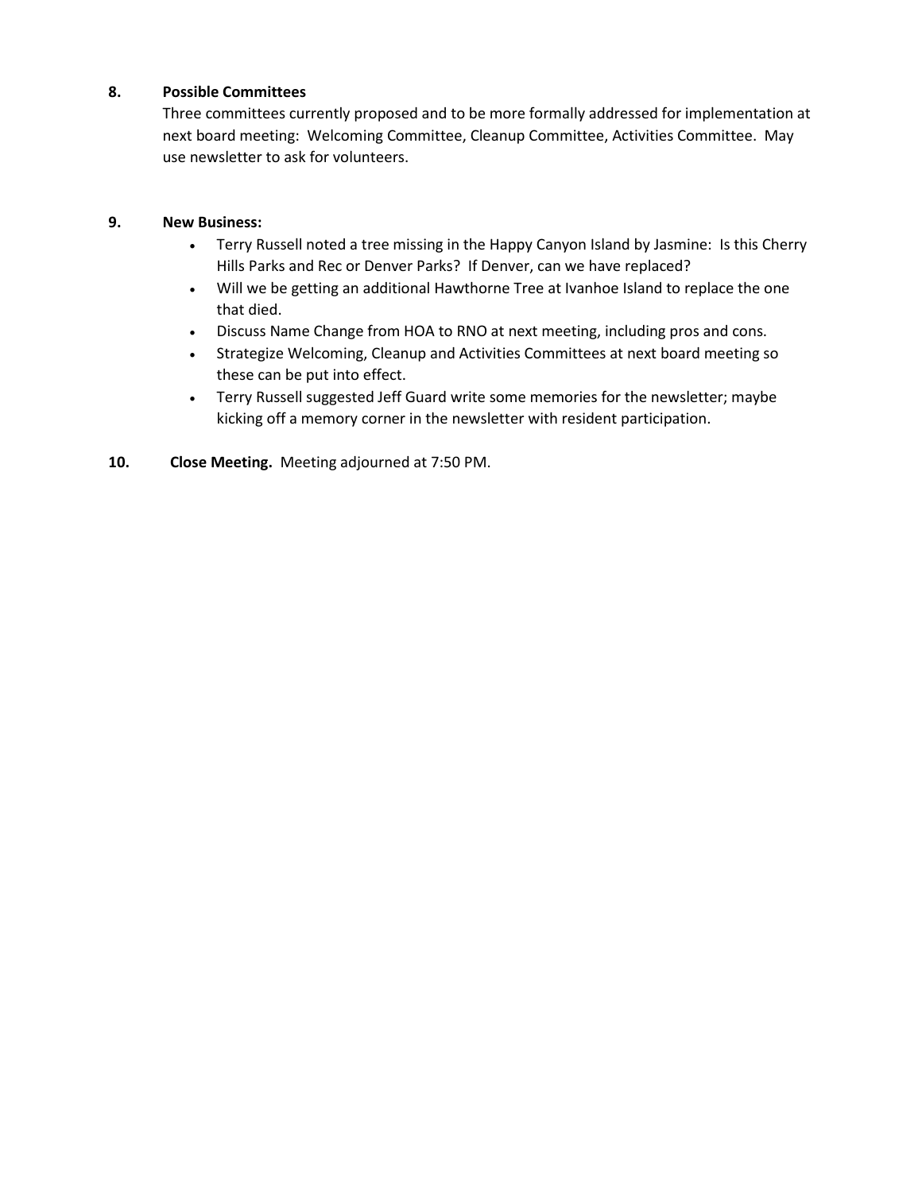**8. Possible Committees**

Three committees currently proposed and to be more formally addressed for implementation at next board meeting: Welcoming Committee, Cleanup Committee, Activities Committee. May use newsletter to ask for volunteers.

**9. New Business:**

- Terry Russell noted a tree missing in the Happy Canyon Island by Jasmine: Is this Cherry Hills Parks and Rec or Denver Parks? If Denver, can we have replaced?
- Will we be getting an additional Hawthorne Tree at Ivanhoe Island to replace the one that died.
- Discuss Name Change from HOA to RNO at next meeting, including pros and cons.
- Strategize Welcoming, Cleanup and Activities Committees at next board meeting so these can be put into effect.
- Terry Russell suggested Jeff Guard write some memories for the newsletter; maybe kicking off a memory corner in the newsletter with resident participation.

**10. Close Meeting.** Meeting adjourned at 7:50 PM.